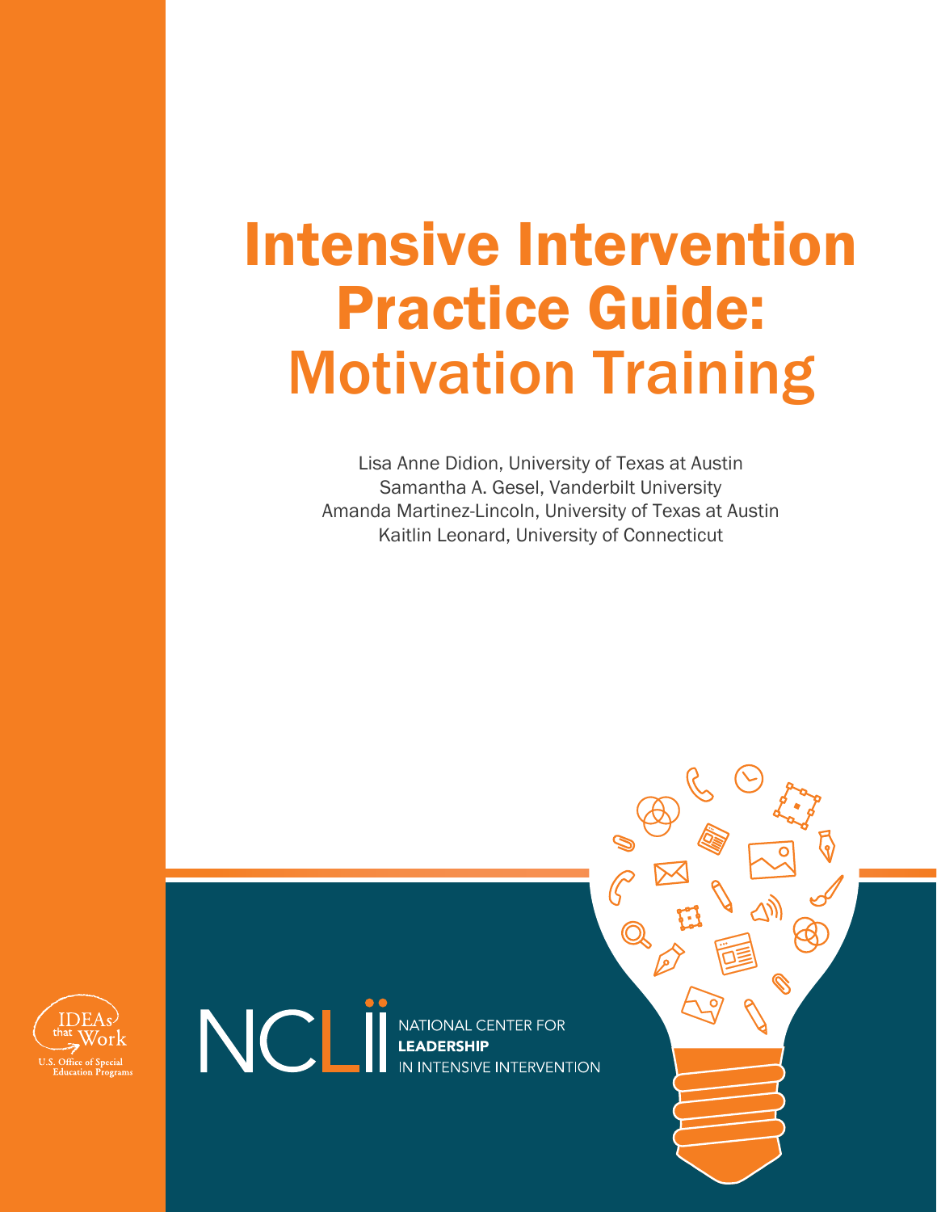# Intensive Intervention Practice Guide: Motivation Training

Lisa Anne Didion, University of Texas at Austin
Samantha A. Gesel, Vanderbilt University
Amanda Martinez-Lincoln, University of Texas at Austin
Kaitlin Leonard, University of Connecticut

IDEAs that Work
U.S. Office of Special Education Programs

NCLII NATIONAL CENTER FOR **LEADERSHIP** IN INTENSIVE INTERVENTION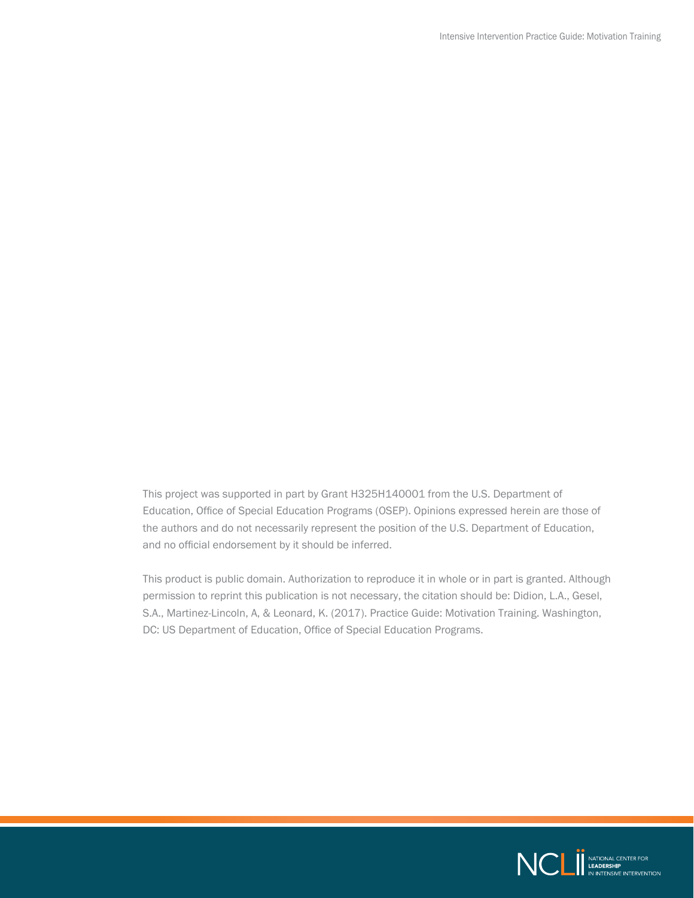This project was supported in part by Grant H325H140001 from the U.S. Department of Education, Office of Special Education Programs (OSEP). Opinions expressed herein are those of the authors and do not necessarily represent the position of the U.S. Department of Education, and no official endorsement by it should be inferred.

This product is public domain. Authorization to reproduce it in whole or in part is granted. Although permission to reprint this publication is not necessary, the citation should be: Didion, L.A., Gesel, S.A., Martinez-Lincoln, A, & Leonard, K. (2017). Practice Guide: Motivation Training. Washington, DC: US Department of Education, Office of Special Education Programs.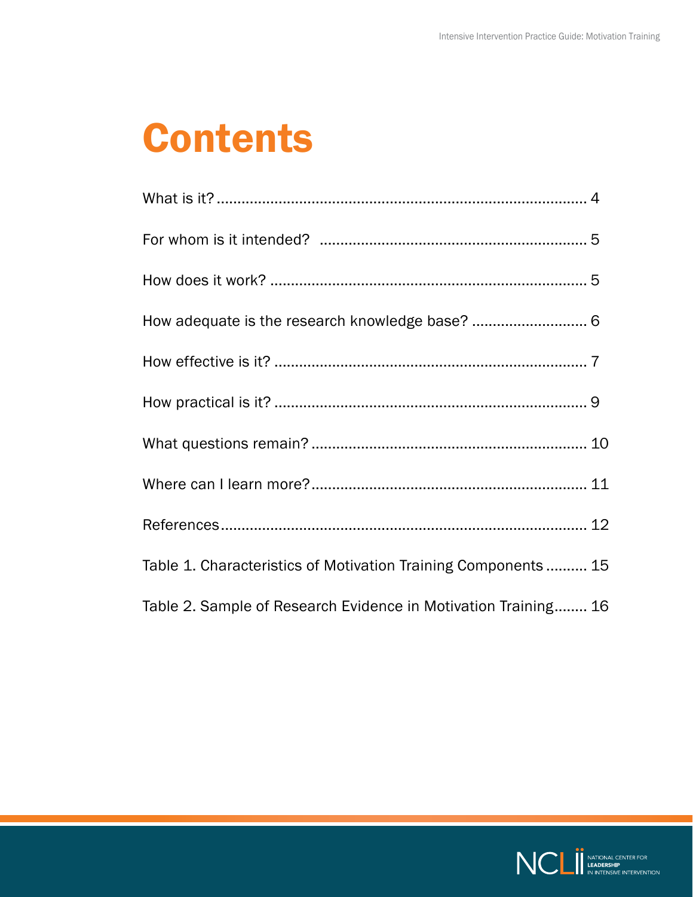# Contents

What is it? ........................................................................................ 4

For whom is it intended? ................................................................. 5

How does it work? ............................................................................ 5

How adequate is the research knowledge base? ............................ 6

How effective is it? ........................................................................... 7

How practical is it? ........................................................................... 9

What questions remain? ................................................................. 10

Where can I learn more? .................................................................. 11

References ....................................................................................... 12

Table 1. Characteristics of Motivation Training Components .......... 15

Table 2. Sample of Research Evidence in Motivation Training ........ 16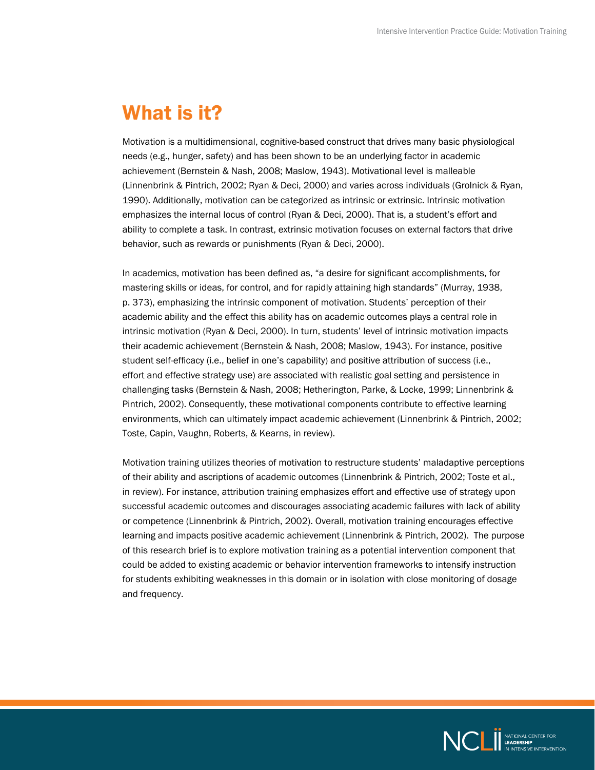# What is it?

Motivation is a multidimensional, cognitive-based construct that drives many basic physiological needs (e.g., hunger, safety) and has been shown to be an underlying factor in academic achievement (Bernstein & Nash, 2008; Maslow, 1943). Motivational level is malleable (Linnenbrink & Pintrich, 2002; Ryan & Deci, 2000) and varies across individuals (Grolnick & Ryan, 1990). Additionally, motivation can be categorized as intrinsic or extrinsic. Intrinsic motivation emphasizes the internal locus of control (Ryan & Deci, 2000). That is, a student's effort and ability to complete a task. In contrast, extrinsic motivation focuses on external factors that drive behavior, such as rewards or punishments (Ryan & Deci, 2000).

In academics, motivation has been defined as, "a desire for significant accomplishments, for mastering skills or ideas, for control, and for rapidly attaining high standards" (Murray, 1938, p. 373), emphasizing the intrinsic component of motivation. Students' perception of their academic ability and the effect this ability has on academic outcomes plays a central role in intrinsic motivation (Ryan & Deci, 2000). In turn, students' level of intrinsic motivation impacts their academic achievement (Bernstein & Nash, 2008; Maslow, 1943). For instance, positive student self-efficacy (i.e., belief in one's capability) and positive attribution of success (i.e., effort and effective strategy use) are associated with realistic goal setting and persistence in challenging tasks (Bernstein & Nash, 2008; Hetherington, Parke, & Locke, 1999; Linnenbrink & Pintrich, 2002). Consequently, these motivational components contribute to effective learning environments, which can ultimately impact academic achievement (Linnenbrink & Pintrich, 2002; Toste, Capin, Vaughn, Roberts, & Kearns, in review).

Motivation training utilizes theories of motivation to restructure students' maladaptive perceptions of their ability and ascriptions of academic outcomes (Linnenbrink & Pintrich, 2002; Toste et al., in review). For instance, attribution training emphasizes effort and effective use of strategy upon successful academic outcomes and discourages associating academic failures with lack of ability or competence (Linnenbrink & Pintrich, 2002). Overall, motivation training encourages effective learning and impacts positive academic achievement (Linnenbrink & Pintrich, 2002). The purpose of this research brief is to explore motivation training as a potential intervention component that could be added to existing academic or behavior intervention frameworks to intensify instruction for students exhibiting weaknesses in this domain or in isolation with close monitoring of dosage and frequency.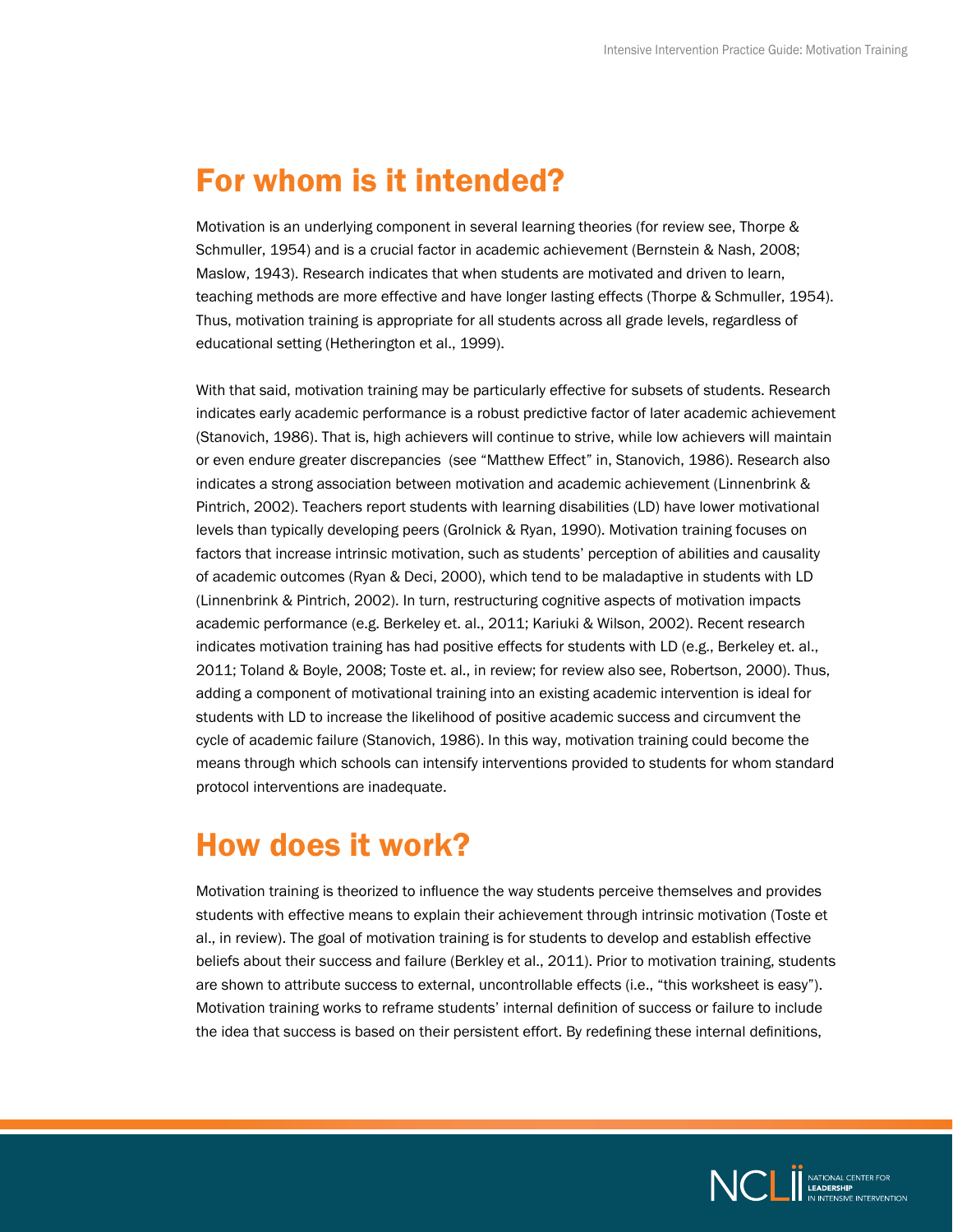## For whom is it intended?

Motivation is an underlying component in several learning theories (for review see, Thorpe & Schmuller, 1954) and is a crucial factor in academic achievement (Bernstein & Nash, 2008; Maslow, 1943). Research indicates that when students are motivated and driven to learn, teaching methods are more effective and have longer lasting effects (Thorpe & Schmuller, 1954). Thus, motivation training is appropriate for all students across all grade levels, regardless of educational setting (Hetherington et al., 1999).

With that said, motivation training may be particularly effective for subsets of students. Research indicates early academic performance is a robust predictive factor of later academic achievement (Stanovich, 1986). That is, high achievers will continue to strive, while low achievers will maintain or even endure greater discrepancies (see "Matthew Effect" in, Stanovich, 1986). Research also indicates a strong association between motivation and academic achievement (Linnenbrink & Pintrich, 2002). Teachers report students with learning disabilities (LD) have lower motivational levels than typically developing peers (Grolnick & Ryan, 1990). Motivation training focuses on factors that increase intrinsic motivation, such as students' perception of abilities and causality of academic outcomes (Ryan & Deci, 2000), which tend to be maladaptive in students with LD (Linnenbrink & Pintrich, 2002). In turn, restructuring cognitive aspects of motivation impacts academic performance (e.g. Berkeley et. al., 2011; Kariuki & Wilson, 2002). Recent research indicates motivation training has had positive effects for students with LD (e.g., Berkeley et. al., 2011; Toland & Boyle, 2008; Toste et. al., in review; for review also see, Robertson, 2000). Thus, adding a component of motivational training into an existing academic intervention is ideal for students with LD to increase the likelihood of positive academic success and circumvent the cycle of academic failure (Stanovich, 1986). In this way, motivation training could become the means through which schools can intensify interventions provided to students for whom standard protocol interventions are inadequate.

## How does it work?

Motivation training is theorized to influence the way students perceive themselves and provides students with effective means to explain their achievement through intrinsic motivation (Toste et al., in review). The goal of motivation training is for students to develop and establish effective beliefs about their success and failure (Berkley et al., 2011). Prior to motivation training, students are shown to attribute success to external, uncontrollable effects (i.e., "this worksheet is easy"). Motivation training works to reframe students' internal definition of success or failure to include the idea that success is based on their persistent effort. By redefining these internal definitions,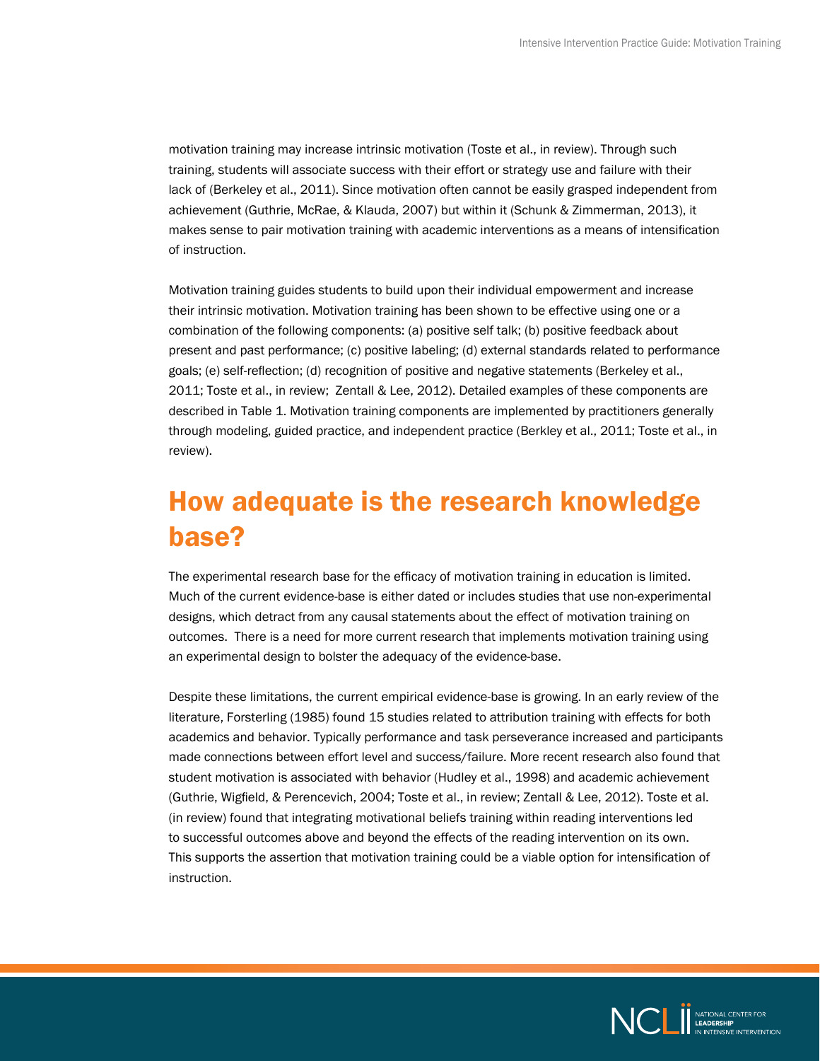motivation training may increase intrinsic motivation (Toste et al., in review). Through such training, students will associate success with their effort or strategy use and failure with their lack of (Berkeley et al., 2011). Since motivation often cannot be easily grasped independent from achievement (Guthrie, McRae, & Klauda, 2007) but within it (Schunk & Zimmerman, 2013), it makes sense to pair motivation training with academic interventions as a means of intensification of instruction.

Motivation training guides students to build upon their individual empowerment and increase their intrinsic motivation. Motivation training has been shown to be effective using one or a combination of the following components: (a) positive self talk; (b) positive feedback about present and past performance; (c) positive labeling; (d) external standards related to performance goals; (e) self-reflection; (d) recognition of positive and negative statements (Berkeley et al., 2011; Toste et al., in review;  Zentall & Lee, 2012). Detailed examples of these components are described in Table 1. Motivation training components are implemented by practitioners generally through modeling, guided practice, and independent practice (Berkley et al., 2011; Toste et al., in review).

## How adequate is the research knowledge base?

The experimental research base for the efficacy of motivation training in education is limited. Much of the current evidence-base is either dated or includes studies that use non-experimental designs, which detract from any causal statements about the effect of motivation training on outcomes.  There is a need for more current research that implements motivation training using an experimental design to bolster the adequacy of the evidence-base.

Despite these limitations, the current empirical evidence-base is growing. In an early review of the literature, Forsterling (1985) found 15 studies related to attribution training with effects for both academics and behavior. Typically performance and task perseverance increased and participants made connections between effort level and success/failure. More recent research also found that student motivation is associated with behavior (Hudley et al., 1998) and academic achievement (Guthrie, Wigfield, & Perencevich, 2004; Toste et al., in review; Zentall & Lee, 2012). Toste et al. (in review) found that integrating motivational beliefs training within reading interventions led to successful outcomes above and beyond the effects of the reading intervention on its own. This supports the assertion that motivation training could be a viable option for intensification of instruction.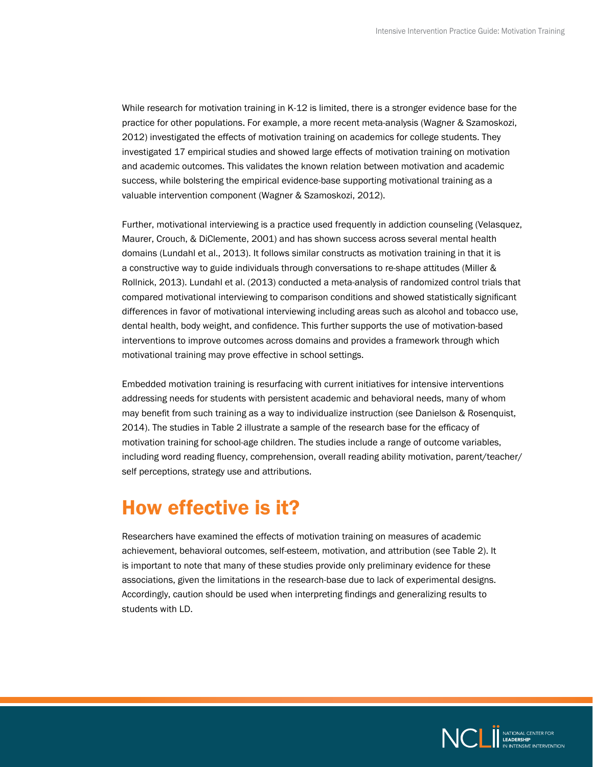While research for motivation training in K-12 is limited, there is a stronger evidence base for the practice for other populations. For example, a more recent meta-analysis (Wagner & Szamoskozi, 2012) investigated the effects of motivation training on academics for college students. They investigated 17 empirical studies and showed large effects of motivation training on motivation and academic outcomes. This validates the known relation between motivation and academic success, while bolstering the empirical evidence-base supporting motivational training as a valuable intervention component (Wagner & Szamoskozi, 2012).

Further, motivational interviewing is a practice used frequently in addiction counseling (Velasquez, Maurer, Crouch, & DiClemente, 2001) and has shown success across several mental health domains (Lundahl et al., 2013). It follows similar constructs as motivation training in that it is a constructive way to guide individuals through conversations to re-shape attitudes (Miller & Rollnick, 2013). Lundahl et al. (2013) conducted a meta-analysis of randomized control trials that compared motivational interviewing to comparison conditions and showed statistically significant differences in favor of motivational interviewing including areas such as alcohol and tobacco use, dental health, body weight, and confidence. This further supports the use of motivation-based interventions to improve outcomes across domains and provides a framework through which motivational training may prove effective in school settings.

Embedded motivation training is resurfacing with current initiatives for intensive interventions addressing needs for students with persistent academic and behavioral needs, many of whom may benefit from such training as a way to individualize instruction (see Danielson & Rosenquist, 2014). The studies in Table 2 illustrate a sample of the research base for the efficacy of motivation training for school-age children. The studies include a range of outcome variables, including word reading fluency, comprehension, overall reading ability motivation, parent/teacher/self perceptions, strategy use and attributions.

## How effective is it?

Researchers have examined the effects of motivation training on measures of academic achievement, behavioral outcomes, self-esteem, motivation, and attribution (see Table 2). It is important to note that many of these studies provide only preliminary evidence for these associations, given the limitations in the research-base due to lack of experimental designs. Accordingly, caution should be used when interpreting findings and generalizing results to students with LD.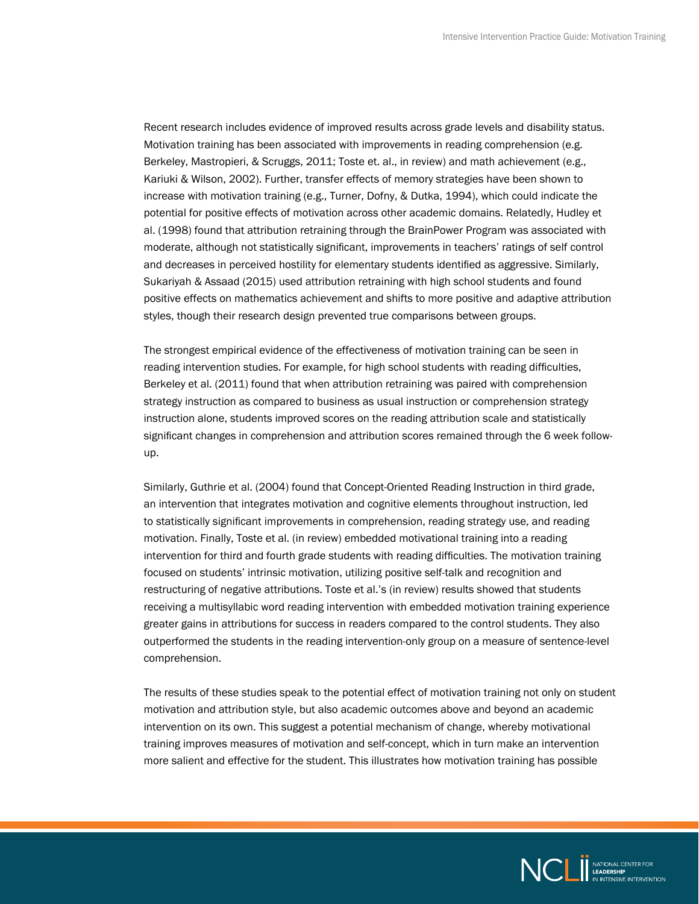Recent research includes evidence of improved results across grade levels and disability status. Motivation training has been associated with improvements in reading comprehension (e.g. Berkeley, Mastropieri, & Scruggs, 2011; Toste et. al., in review) and math achievement (e.g., Kariuki & Wilson, 2002). Further, transfer effects of memory strategies have been shown to increase with motivation training (e.g., Turner, Dofny, & Dutka, 1994), which could indicate the potential for positive effects of motivation across other academic domains. Relatedly, Hudley et al. (1998) found that attribution retraining through the BrainPower Program was associated with moderate, although not statistically significant, improvements in teachers' ratings of self control and decreases in perceived hostility for elementary students identified as aggressive. Similarly, Sukariyah & Assaad (2015) used attribution retraining with high school students and found positive effects on mathematics achievement and shifts to more positive and adaptive attribution styles, though their research design prevented true comparisons between groups.

The strongest empirical evidence of the effectiveness of motivation training can be seen in reading intervention studies. For example, for high school students with reading difficulties, Berkeley et al. (2011) found that when attribution retraining was paired with comprehension strategy instruction as compared to business as usual instruction or comprehension strategy instruction alone, students improved scores on the reading attribution scale and statistically significant changes in comprehension and attribution scores remained through the 6 week follow-up.

Similarly, Guthrie et al. (2004) found that Concept-Oriented Reading Instruction in third grade, an intervention that integrates motivation and cognitive elements throughout instruction, led to statistically significant improvements in comprehension, reading strategy use, and reading motivation. Finally, Toste et al. (in review) embedded motivational training into a reading intervention for third and fourth grade students with reading difficulties. The motivation training focused on students' intrinsic motivation, utilizing positive self-talk and recognition and restructuring of negative attributions. Toste et al.'s (in review) results showed that students receiving a multisyllabic word reading intervention with embedded motivation training experience greater gains in attributions for success in readers compared to the control students. They also outperformed the students in the reading intervention-only group on a measure of sentence-level comprehension.

The results of these studies speak to the potential effect of motivation training not only on student motivation and attribution style, but also academic outcomes above and beyond an academic intervention on its own. This suggest a potential mechanism of change, whereby motivational training improves measures of motivation and self-concept, which in turn make an intervention more salient and effective for the student. This illustrates how motivation training has possible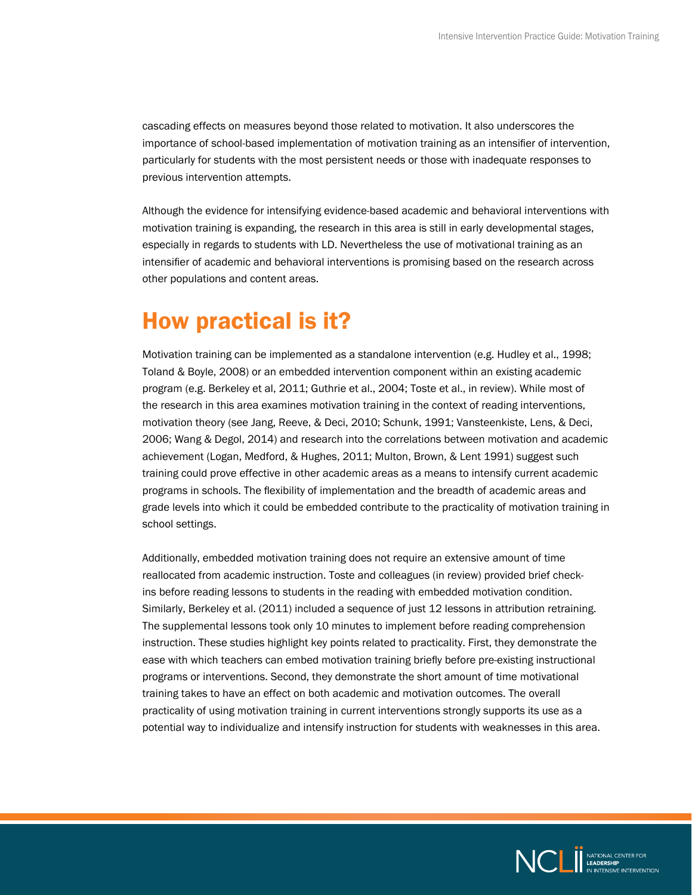cascading effects on measures beyond those related to motivation. It also underscores the importance of school-based implementation of motivation training as an intensifier of intervention, particularly for students with the most persistent needs or those with inadequate responses to previous intervention attempts.

Although the evidence for intensifying evidence-based academic and behavioral interventions with motivation training is expanding, the research in this area is still in early developmental stages, especially in regards to students with LD. Nevertheless the use of motivational training as an intensifier of academic and behavioral interventions is promising based on the research across other populations and content areas.

# How practical is it?

Motivation training can be implemented as a standalone intervention (e.g. Hudley et al., 1998; Toland & Boyle, 2008) or an embedded intervention component within an existing academic program (e.g. Berkeley et al, 2011; Guthrie et al., 2004; Toste et al., in review). While most of the research in this area examines motivation training in the context of reading interventions, motivation theory (see Jang, Reeve, & Deci, 2010; Schunk, 1991; Vansteenkiste, Lens, & Deci, 2006; Wang & Degol, 2014) and research into the correlations between motivation and academic achievement (Logan, Medford, & Hughes, 2011; Multon, Brown, & Lent 1991) suggest such training could prove effective in other academic areas as a means to intensify current academic programs in schools. The flexibility of implementation and the breadth of academic areas and grade levels into which it could be embedded contribute to the practicality of motivation training in school settings.

Additionally, embedded motivation training does not require an extensive amount of time reallocated from academic instruction. Toste and colleagues (in review) provided brief check-ins before reading lessons to students in the reading with embedded motivation condition. Similarly, Berkeley et al. (2011) included a sequence of just 12 lessons in attribution retraining. The supplemental lessons took only 10 minutes to implement before reading comprehension instruction. These studies highlight key points related to practicality. First, they demonstrate the ease with which teachers can embed motivation training briefly before pre-existing instructional programs or interventions. Second, they demonstrate the short amount of time motivational training takes to have an effect on both academic and motivation outcomes. The overall practicality of using motivation training in current interventions strongly supports its use as a potential way to individualize and intensify instruction for students with weaknesses in this area.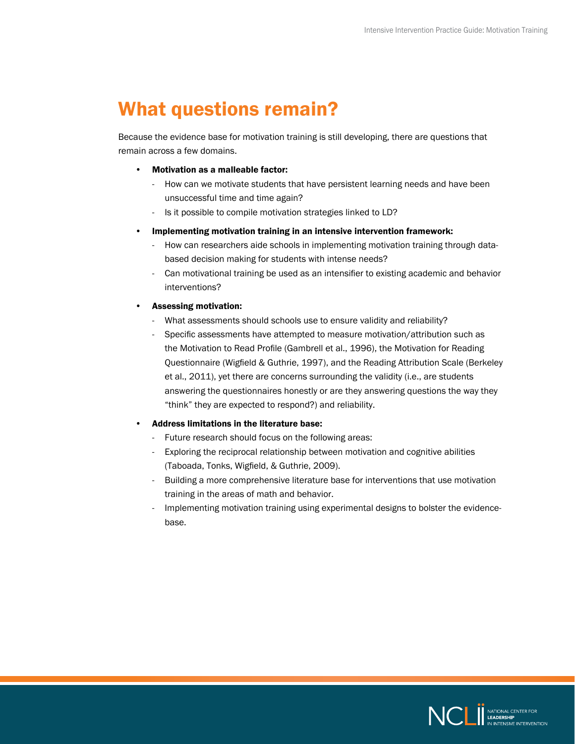# What questions remain?

Because the evidence base for motivation training is still developing, there are questions that remain across a few domains.

- **Motivation as a malleable factor:**
  - How can we motivate students that have persistent learning needs and have been unsuccessful time and time again?
  - Is it possible to compile motivation strategies linked to LD?
- **Implementing motivation training in an intensive intervention framework:**
  - How can researchers aide schools in implementing motivation training through data-based decision making for students with intense needs?
  - Can motivational training be used as an intensifier to existing academic and behavior interventions?
- **Assessing motivation:**
  - What assessments should schools use to ensure validity and reliability?
  - Specific assessments have attempted to measure motivation/attribution such as the Motivation to Read Profile (Gambrell et al., 1996), the Motivation for Reading Questionnaire (Wigfield & Guthrie, 1997), and the Reading Attribution Scale (Berkeley et al., 2011), yet there are concerns surrounding the validity (i.e., are students answering the questionnaires honestly or are they answering questions the way they "think" they are expected to respond?) and reliability.
- **Address limitations in the literature base:**
  - Future research should focus on the following areas:
  - Exploring the reciprocal relationship between motivation and cognitive abilities (Taboada, Tonks, Wigfield, & Guthrie, 2009).
  - Building a more comprehensive literature base for interventions that use motivation training in the areas of math and behavior.
  - Implementing motivation training using experimental designs to bolster the evidence-base.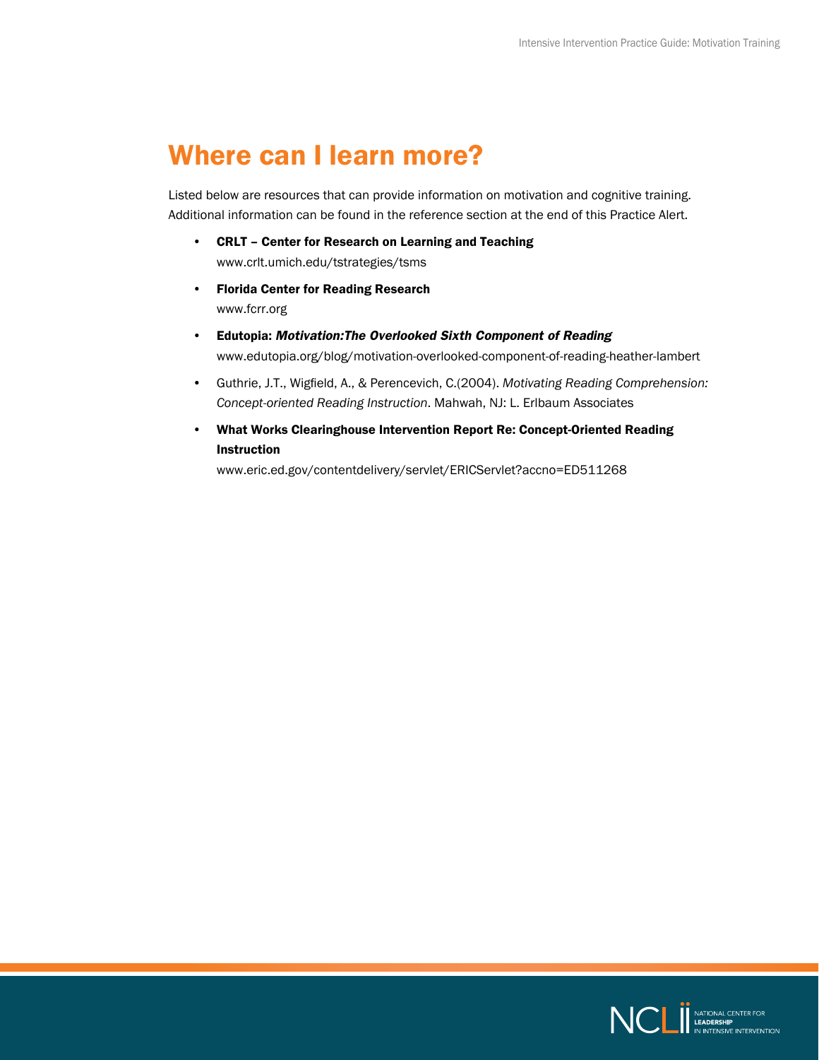# Where can I learn more?

Listed below are resources that can provide information on motivation and cognitive training. Additional information can be found in the reference section at the end of this Practice Alert.

- **CRLT – Center for Research on Learning and Teaching**
  www.crlt.umich.edu/tstrategies/tsms
- **Florida Center for Reading Research**
  www.fcrr.org
- **Edutopia: *Motivation:The Overlooked Sixth Component of Reading***
  www.edutopia.org/blog/motivation-overlooked-component-of-reading-heather-lambert
- Guthrie, J.T., Wigfield, A., & Perencevich, C.(2004). *Motivating Reading Comprehension: Concept-oriented Reading Instruction*. Mahwah, NJ: L. Erlbaum Associates
- **What Works Clearinghouse Intervention Report Re: Concept-Oriented Reading Instruction**
  www.eric.ed.gov/contentdelivery/servlet/ERICServlet?accno=ED511268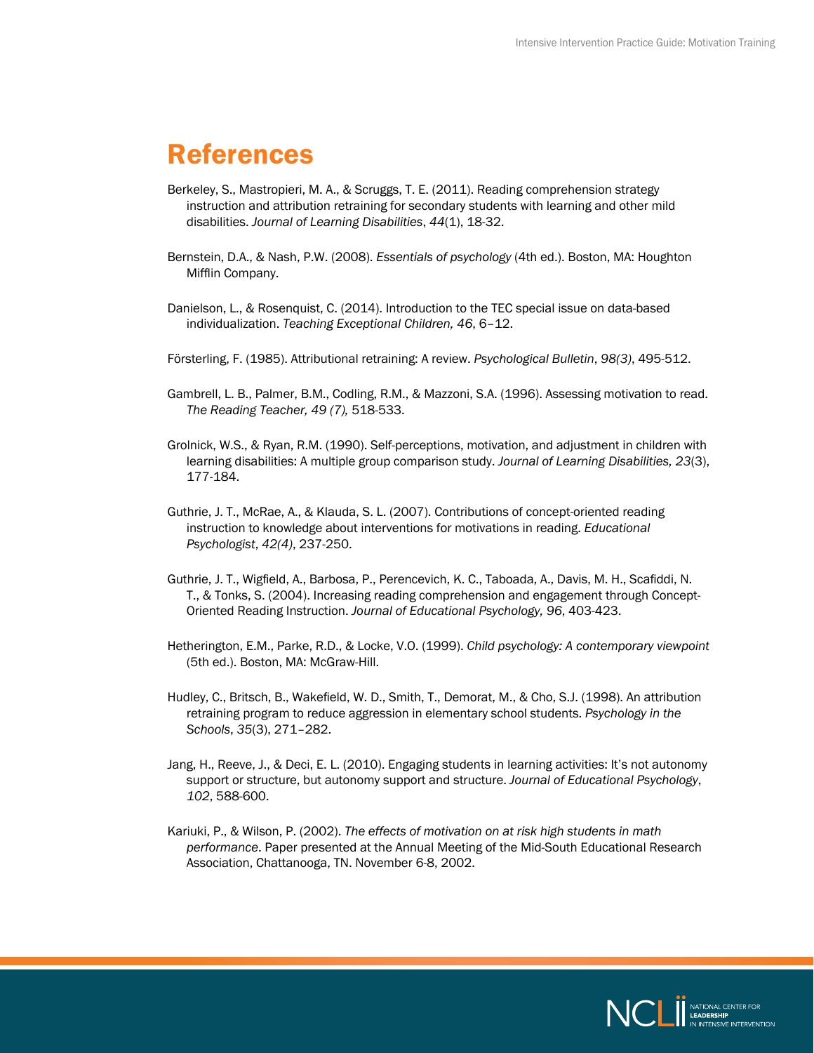# References

Berkeley, S., Mastropieri, M. A., & Scruggs, T. E. (2011). Reading comprehension strategy instruction and attribution retraining for secondary students with learning and other mild disabilities. *Journal of Learning Disabilities*, *44*(1), 18-32.

Bernstein, D.A., & Nash, P.W. (2008). *Essentials of psychology* (4th ed.). Boston, MA: Houghton Mifflin Company.

Danielson, L., & Rosenquist, C. (2014). Introduction to the TEC special issue on data-based individualization. *Teaching Exceptional Children, 46*, 6–12.

Försterling, F. (1985). Attributional retraining: A review. *Psychological Bulletin*, *98(3)*, 495-512.

Gambrell, L. B., Palmer, B.M., Codling, R.M., & Mazzoni, S.A. (1996). Assessing motivation to read. *The Reading Teacher, 49 (7),* 518-533.

Grolnick, W.S., & Ryan, R.M. (1990). Self-perceptions, motivation, and adjustment in children with learning disabilities: A multiple group comparison study. *Journal of Learning Disabilities, 23*(3), 177-184.

Guthrie, J. T., McRae, A., & Klauda, S. L. (2007). Contributions of concept-oriented reading instruction to knowledge about interventions for motivations in reading. *Educational Psychologist*, *42(4)*, 237-250.

Guthrie, J. T., Wigfield, A., Barbosa, P., Perencevich, K. C., Taboada, A., Davis, M. H., Scafiddi, N. T., & Tonks, S. (2004). Increasing reading comprehension and engagement through Concept-Oriented Reading Instruction. *Journal of Educational Psychology, 96*, 403-423.

Hetherington, E.M., Parke, R.D., & Locke, V.O. (1999). *Child psychology: A contemporary viewpoint* (5th ed.). Boston, MA: McGraw-Hill.

Hudley, C., Britsch, B., Wakefield, W. D., Smith, T., Demorat, M., & Cho, S.J. (1998). An attribution retraining program to reduce aggression in elementary school students. *Psychology in the Schools*, *35*(3), 271–282.

Jang, H., Reeve, J., & Deci, E. L. (2010). Engaging students in learning activities: It's not autonomy support or structure, but autonomy support and structure. *Journal of Educational Psychology*, *102*, 588-600.

Kariuki, P., & Wilson, P. (2002). *The effects of motivation on at risk high students in math performance*. Paper presented at the Annual Meeting of the Mid-South Educational Research Association, Chattanooga, TN. November 6-8, 2002.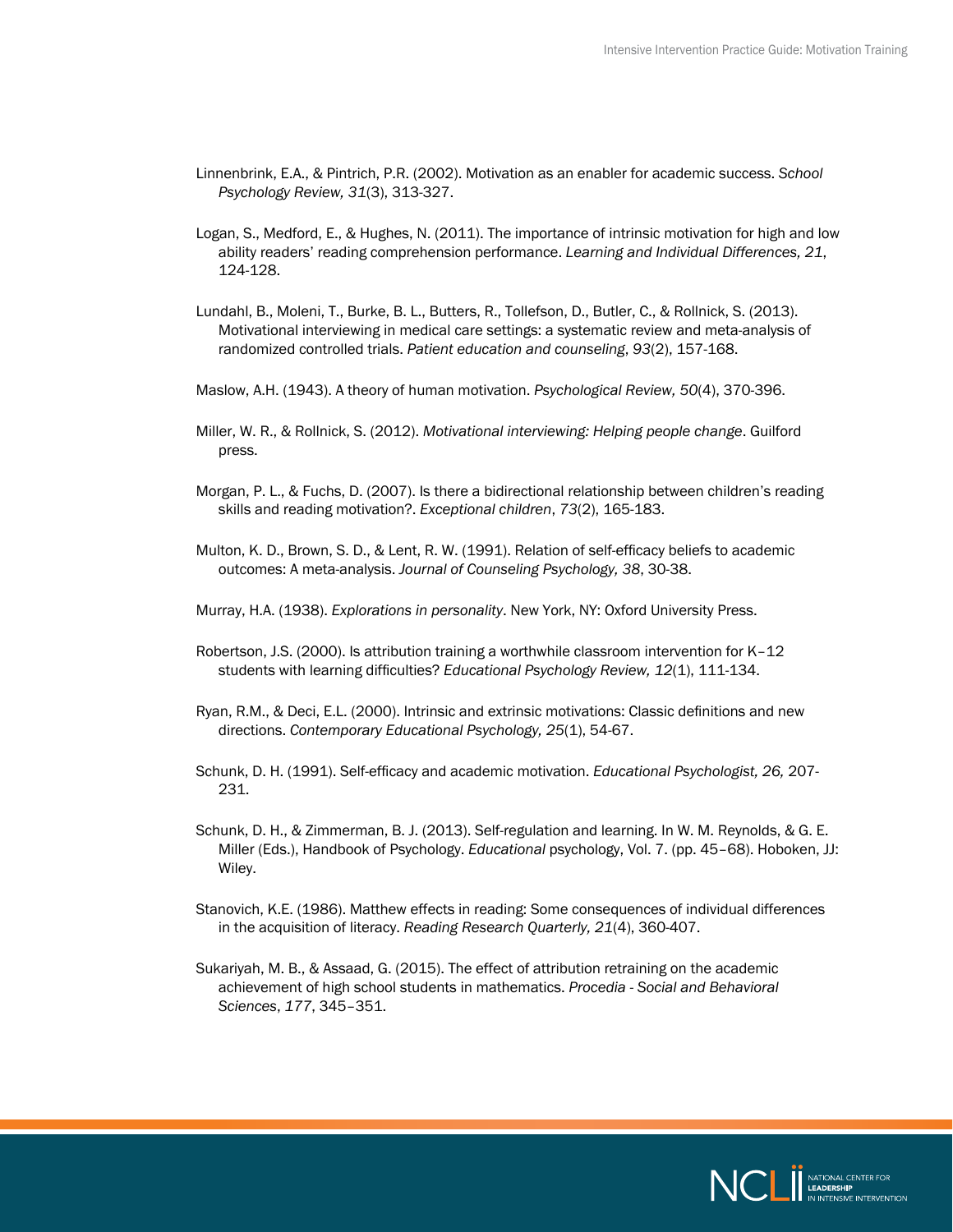Linnenbrink, E.A., & Pintrich, P.R. (2002). Motivation as an enabler for academic success. *School Psychology Review, 31*(3), 313-327.

Logan, S., Medford, E., & Hughes, N. (2011). The importance of intrinsic motivation for high and low ability readers' reading comprehension performance. *Learning and Individual Differences, 21*, 124-128.

Lundahl, B., Moleni, T., Burke, B. L., Butters, R., Tollefson, D., Butler, C., & Rollnick, S. (2013). Motivational interviewing in medical care settings: a systematic review and meta-analysis of randomized controlled trials. *Patient education and counseling*, *93*(2), 157-168.

Maslow, A.H. (1943). A theory of human motivation. *Psychological Review, 50*(4), 370-396.

Miller, W. R., & Rollnick, S. (2012). *Motivational interviewing: Helping people change*. Guilford press.

Morgan, P. L., & Fuchs, D. (2007). Is there a bidirectional relationship between children's reading skills and reading motivation?. *Exceptional children*, *73*(2), 165-183.

Multon, K. D., Brown, S. D., & Lent, R. W. (1991). Relation of self-efficacy beliefs to academic outcomes: A meta-analysis. *Journal of Counseling Psychology, 38*, 30-38.

Murray, H.A. (1938). *Explorations in personality*. New York, NY: Oxford University Press.

Robertson, J.S. (2000). Is attribution training a worthwhile classroom intervention for K–12 students with learning difficulties? *Educational Psychology Review, 12*(1), 111-134.

Ryan, R.M., & Deci, E.L. (2000). Intrinsic and extrinsic motivations: Classic definitions and new directions. *Contemporary Educational Psychology, 25*(1), 54-67.

Schunk, D. H. (1991). Self-efficacy and academic motivation. *Educational Psychologist, 26,* 207-231.

Schunk, D. H., & Zimmerman, B. J. (2013). Self-regulation and learning. In W. M. Reynolds, & G. E. Miller (Eds.), Handbook of Psychology. *Educational* psychology, Vol. 7. (pp. 45–68). Hoboken, JJ: Wiley.

Stanovich, K.E. (1986). Matthew effects in reading: Some consequences of individual differences in the acquisition of literacy. *Reading Research Quarterly, 21*(4), 360-407.

Sukariyah, M. B., & Assaad, G. (2015). The effect of attribution retraining on the academic achievement of high school students in mathematics. *Procedia - Social and Behavioral Sciences*, *177*, 345–351.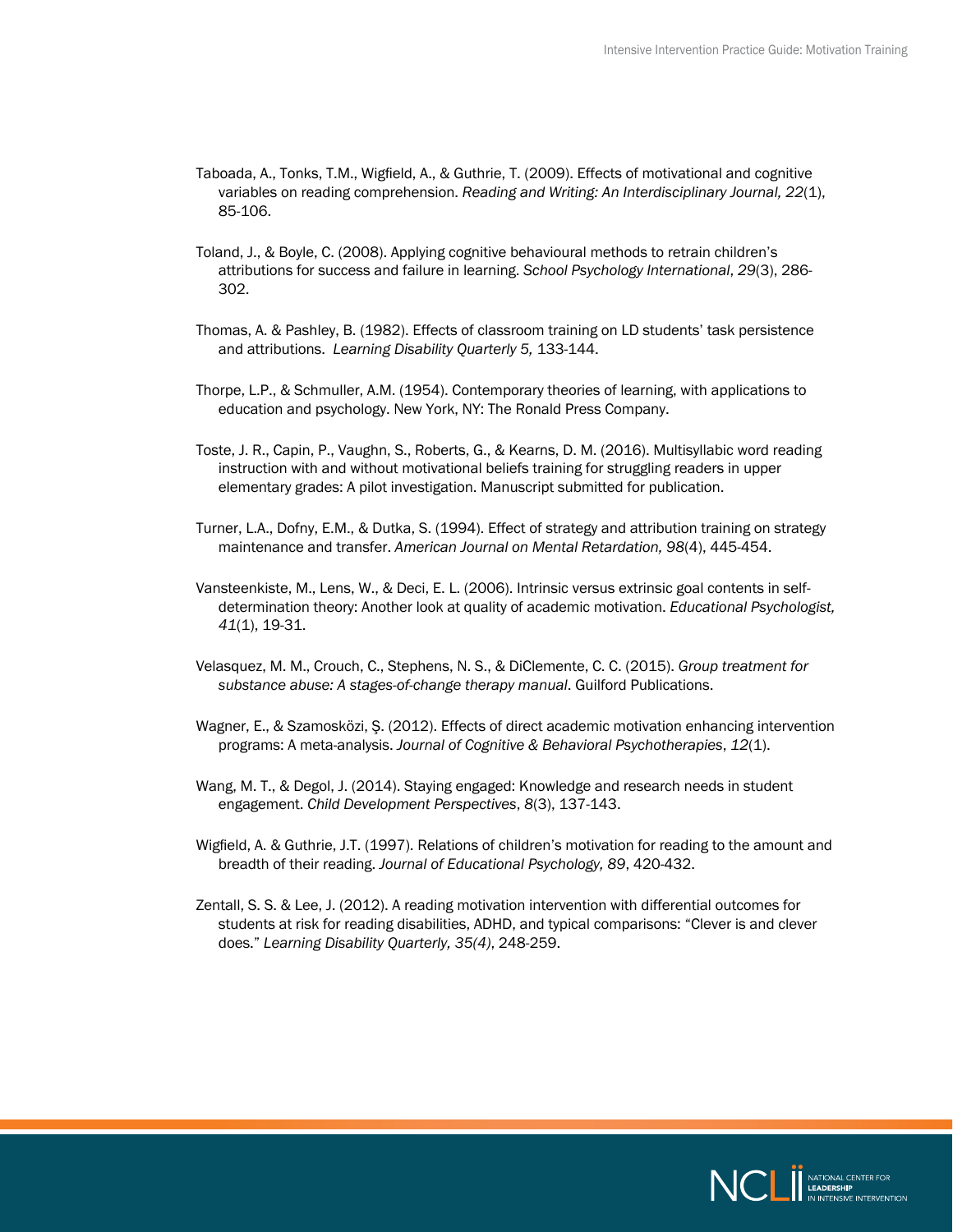Taboada, A., Tonks, T.M., Wigfield, A., & Guthrie, T. (2009). Effects of motivational and cognitive variables on reading comprehension. *Reading and Writing: An Interdisciplinary Journal, 22*(1), 85-106.

Toland, J., & Boyle, C. (2008). Applying cognitive behavioural methods to retrain children's attributions for success and failure in learning. *School Psychology International*, *29*(3), 286-302.

Thomas, A. & Pashley, B. (1982). Effects of classroom training on LD students' task persistence and attributions. *Learning Disability Quarterly 5,* 133-144.

Thorpe, L.P., & Schmuller, A.M. (1954). Contemporary theories of learning, with applications to education and psychology. New York, NY: The Ronald Press Company.

Toste, J. R., Capin, P., Vaughn, S., Roberts, G., & Kearns, D. M. (2016). Multisyllabic word reading instruction with and without motivational beliefs training for struggling readers in upper elementary grades: A pilot investigation. Manuscript submitted for publication.

Turner, L.A., Dofny, E.M., & Dutka, S. (1994). Effect of strategy and attribution training on strategy maintenance and transfer. *American Journal on Mental Retardation, 98*(4), 445-454.

Vansteenkiste, M., Lens, W., & Deci, E. L. (2006). Intrinsic versus extrinsic goal contents in self-determination theory: Another look at quality of academic motivation. *Educational Psychologist, 41*(1), 19-31.

Velasquez, M. M., Crouch, C., Stephens, N. S., & DiClemente, C. C. (2015). *Group treatment for substance abuse: A stages-of-change therapy manual*. Guilford Publications.

Wagner, E., & Szamosközi, Ş. (2012). Effects of direct academic motivation enhancing intervention programs: A meta-analysis. *Journal of Cognitive & Behavioral Psychotherapies*, *12*(1).

Wang, M. T., & Degol, J. (2014). Staying engaged: Knowledge and research needs in student engagement. *Child Development Perspectives*, *8*(3), 137-143.

Wigfield, A. & Guthrie, J.T. (1997). Relations of children's motivation for reading to the amount and breadth of their reading. *Journal of Educational Psychology, 89*, 420-432.

Zentall, S. S. & Lee, J. (2012). A reading motivation intervention with differential outcomes for students at risk for reading disabilities, ADHD, and typical comparisons: "Clever is and clever does." *Learning Disability Quarterly, 35(4)*, 248-259.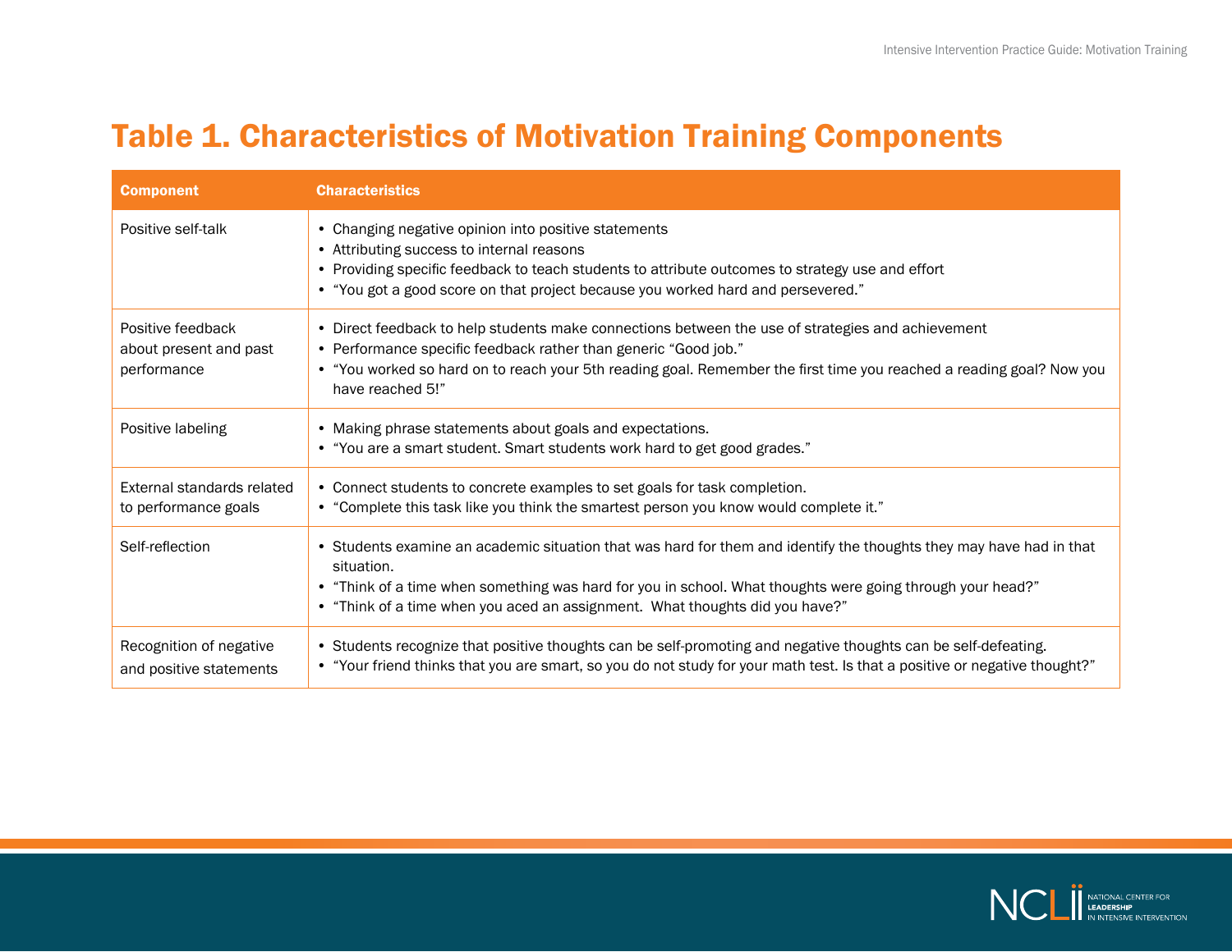# Table 1. Characteristics of Motivation Training Components

| Component | Characteristics |
| --- | --- |
| Positive self-talk | • Changing negative opinion into positive statements<br>• Attributing success to internal reasons<br>• Providing specific feedback to teach students to attribute outcomes to strategy use and effort<br>• "You got a good score on that project because you worked hard and persevered." |
| Positive feedback about present and past performance | • Direct feedback to help students make connections between the use of strategies and achievement<br>• Performance specific feedback rather than generic "Good job."<br>• "You worked so hard on to reach your 5th reading goal. Remember the first time you reached a reading goal? Now you have reached 5!" |
| Positive labeling | • Making phrase statements about goals and expectations.<br>• "You are a smart student. Smart students work hard to get good grades." |
| External standards related to performance goals | • Connect students to concrete examples to set goals for task completion.<br>• "Complete this task like you think the smartest person you know would complete it." |
| Self-reflection | • Students examine an academic situation that was hard for them and identify the thoughts they may have had in that situation.<br>• "Think of a time when something was hard for you in school. What thoughts were going through your head?"<br>• "Think of a time when you aced an assignment. What thoughts did you have?" |
| Recognition of negative and positive statements | • Students recognize that positive thoughts can be self-promoting and negative thoughts can be self-defeating.<br>• "Your friend thinks that you are smart, so you do not study for your math test. Is that a positive or negative thought?" |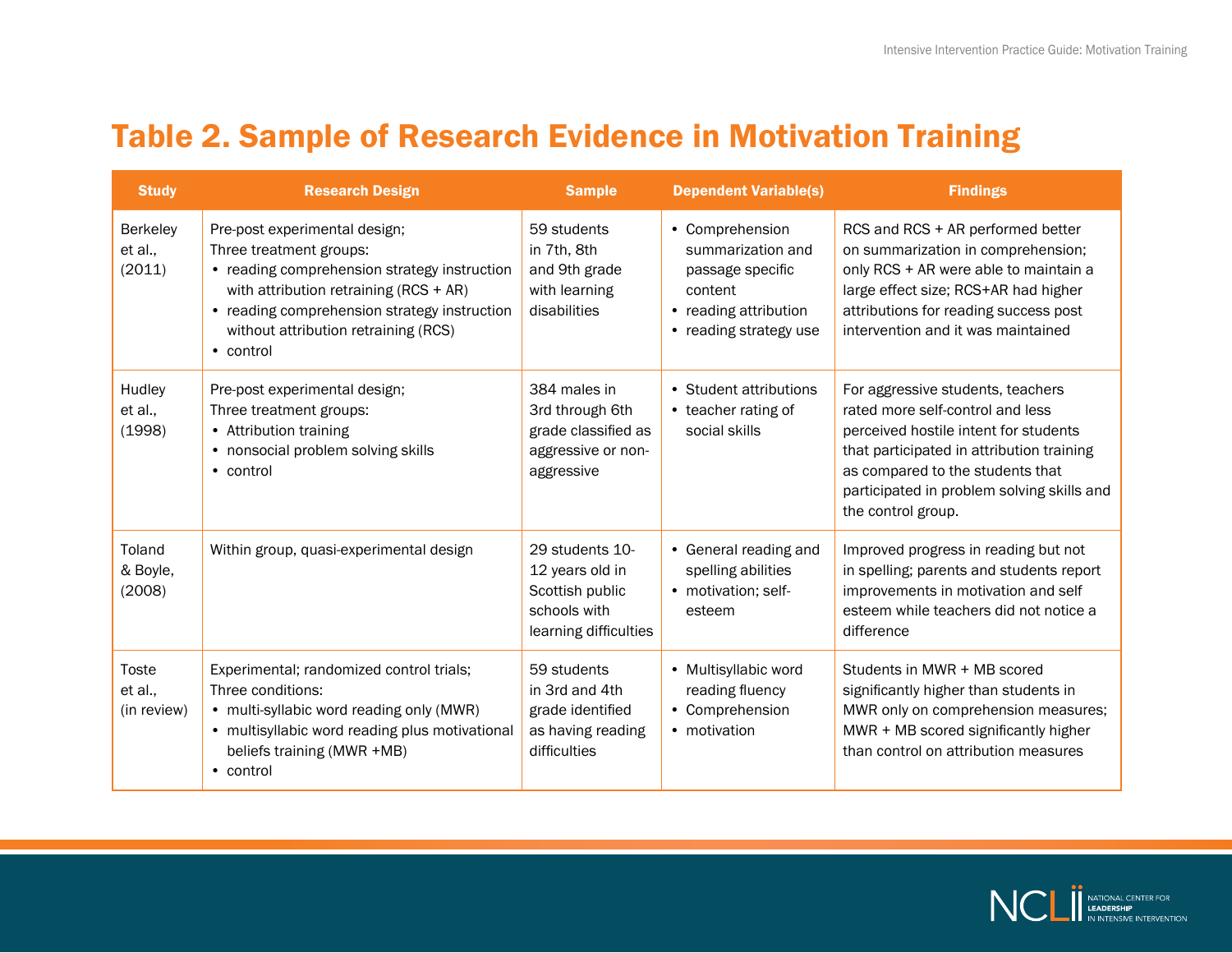## Table 2. Sample of Research Evidence in Motivation Training

| Study | Research Design | Sample | Dependent Variable(s) | Findings |
|---|---|---|---|---|
| Berkeley et al., (2011) | Pre-post experimental design; Three treatment groups: <br>• reading comprehension strategy instruction with attribution retraining (RCS + AR) <br>• reading comprehension strategy instruction without attribution retraining (RCS) <br>• control | 59 students in 7th, 8th and 9th grade with learning disabilities | • Comprehension summarization and passage specific content <br>• reading attribution <br>• reading strategy use | RCS and RCS + AR performed better on summarization in comprehension; only RCS + AR were able to maintain a large effect size; RCS+AR had higher attributions for reading success post intervention and it was maintained |
| Hudley et al., (1998) | Pre-post experimental design; Three treatment groups: <br>• Attribution training <br>• nonsocial problem solving skills <br>• control | 384 males in 3rd through 6th grade classified as aggressive or non-aggressive | • Student attributions <br>• teacher rating of social skills | For aggressive students, teachers rated more self-control and less perceived hostile intent for students that participated in attribution training as compared to the students that participated in problem solving skills and the control group. |
| Toland & Boyle, (2008) | Within group, quasi-experimental design | 29 students 10-12 years old in Scottish public schools with learning difficulties | • General reading and spelling abilities <br>• motivation; self-esteem | Improved progress in reading but not in spelling; parents and students report improvements in motivation and self esteem while teachers did not notice a difference |
| Toste et al., (in review) | Experimental; randomized control trials; Three conditions: <br>• multi-syllabic word reading only (MWR) <br>• multisyllabic word reading plus motivational beliefs training (MWR +MB) <br>• control | 59 students in 3rd and 4th grade identified as having reading difficulties | • Multisyllabic word reading fluency <br>• Comprehension <br>• motivation | Students in MWR + MB scored significantly higher than students in MWR only on comprehension measures; MWR + MB scored significantly higher than control on attribution measures |